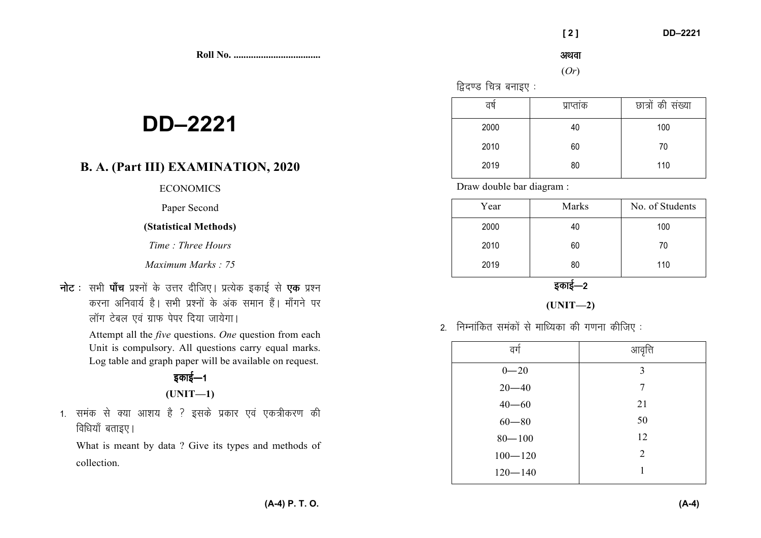Roll No. ..................................

# DD–2221

## B. A. (Part III) EXAMINATION, 2020

ECONOMICS

Paper Second

**(Statistical Methods)**

*Time : Three Hours*

*Maximum Marks : 75*

**नोट** : सभी **पाँच** प्रश्नों के उत्तर दीजिए। प्रत्येक इकाई से **एक** प्रश्न करना अनिवार्य है। सभी प्रश्नों के अंक समान हैं। माँगने पर लॉग टेबल एवं ग्राफ पेपर दिया जायेगा।

Attempt all the *five* questions. *One* question from each Unit is compulsory. All questions carry equal marks. Log table and graph paper will be available on request.

### इकाई—1

### (UNIT—1)

1. समंक से क्या आशय है ? इसके प्रकार एवं एकत्रीकरण की विधियाँ बताइए।

   What is meant by data ? Give its types and methods of collection.

अथवा

(*Or*)

द्विदण्ड चित्र बनाइए :

| वर्ष | प्राप्तांक | छात्रों की संख्या |
|---|---|---|
| 2000 | 40 | 100 |
| 2010 | 60 | 70 |
| 2019 | 80 | 110 |

Draw double bar diagram :

| Year | Marks | No. of Students |
|---|---|---|
| 2000 | 40 | 100 |
| 2010 | 60 | 70 |
| 2019 | 80 | 110 |

### इकाई—2

### (UNIT—2)

2. निम्नांकित समंकों से माध्यिका की गणना कीजिए :

| वर्ग | आवृत्ति |
|---|---|
| 0—20 | 3 |
| 20—40 | 7 |
| 40—60 | 21 |
| 60—80 | 50 |
| 80—100 | 12 |
| 100—120 | 2 |
| 120—140 | 1 |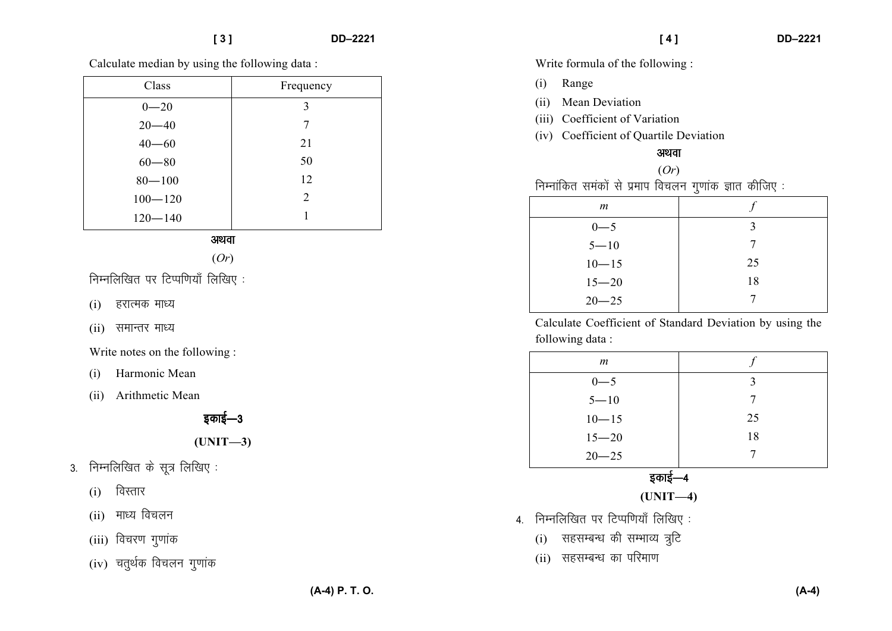Calculate median by using the following data :

| Class | Frequency |
|---|---|
| 0—20 | 3 |
| 20—40 | 7 |
| 40—60 | 21 |
| 60—80 | 50 |
| 80—100 | 12 |
| 100—120 | 2 |
| 120—140 | 1 |

अथवा

(*Or*)

निम्नलिखित पर टिप्पणियाँ लिखिए :

(i) हरात्मक माध्य

(ii) समान्तर माध्य

Write notes on the following :

(i) Harmonic Mean

(ii) Arithmetic Mean

## इकाई—3

## (UNIT—3)

3. निम्नलिखित के सूत्र लिखिए :

(i) विस्तार

(ii) माध्य विचलन

(iii) विचरण गुणांक

(iv) चतुर्थक विचलन गुणांक

Write formula of the following :

(i) Range

(ii) Mean Deviation

(iii) Coefficient of Variation

(iv) Coefficient of Quartile Deviation

अथवा

(*Or*)

निम्नांकित समंकों से प्रमाप विचलन गुणांक ज्ञात कीजिए :

| $m$ | $f$ |
|---|---|
| 0—5 | 3 |
| 5—10 | 7 |
| 10—15 | 25 |
| 15—20 | 18 |
| 20—25 | 7 |

Calculate Coefficient of Standard Deviation by using the following data :

| $m$ | $f$ |
|---|---|
| 0—5 | 3 |
| 5—10 | 7 |
| 10—15 | 25 |
| 15—20 | 18 |
| 20—25 | 7 |

## इकाई—4

## (UNIT—4)

4. निम्नलिखित पर टिप्पणियाँ लिखिए :

(i) सहसम्बन्ध की सम्भाव्य त्रुटि

(ii) सहसम्बन्ध का परिमाण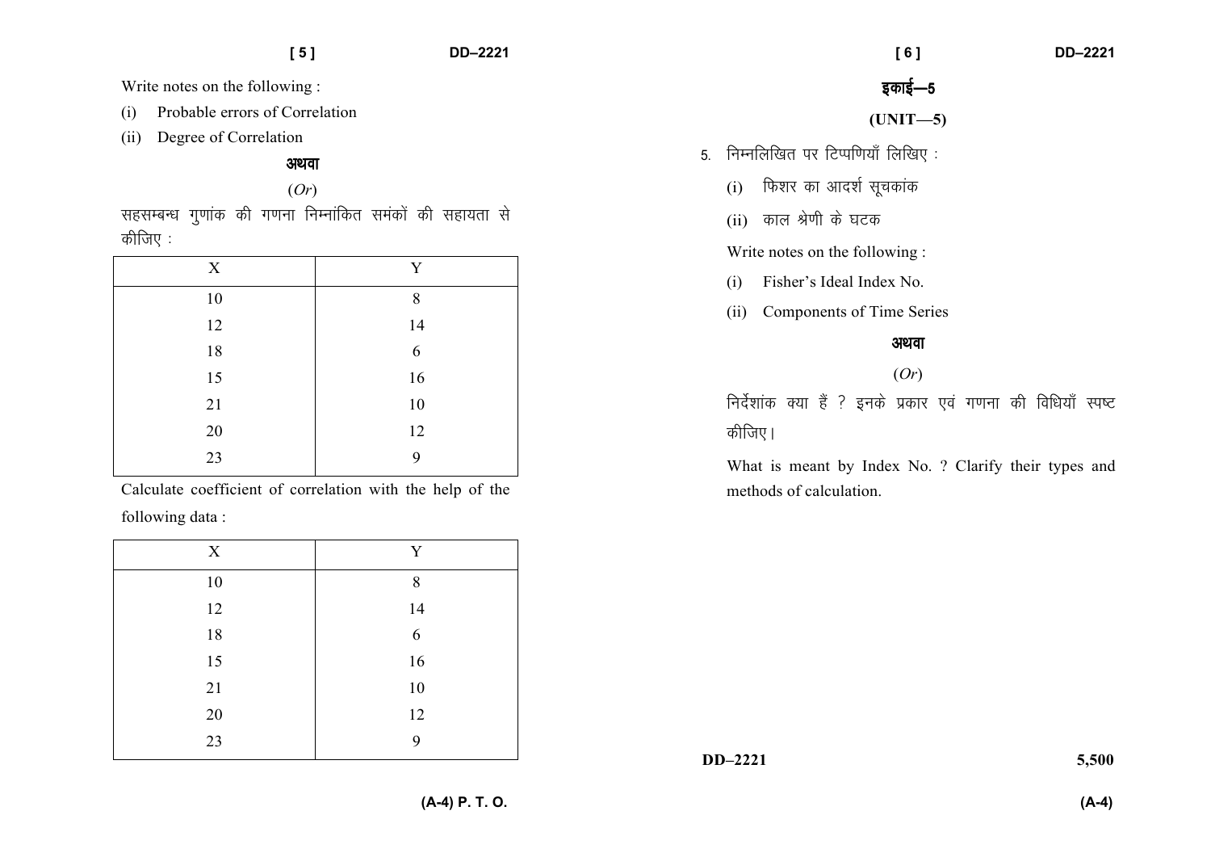Write notes on the following :

(i) Probable errors of Correlation

(ii) Degree of Correlation

अथवा

(*Or*)

सहसम्बन्ध गुणांक की गणना निम्नांकित समंकों की सहायता से कीजिए :

| X | Y |
|---|---|
| 10 | 8 |
| 12 | 14 |
| 18 | 6 |
| 15 | 16 |
| 21 | 10 |
| 20 | 12 |
| 23 | 9 |

Calculate coefficient of correlation with the help of the following data :

| X | Y |
|---|---|
| 10 | 8 |
| 12 | 14 |
| 18 | 6 |
| 15 | 16 |
| 21 | 10 |
| 20 | 12 |
| 23 | 9 |

## इकाई—5

## (UNIT—5)

5. निम्नलिखित पर टिप्पणियाँ लिखिए :

   (i) फिशर का आदर्श सूचकांक

   (ii) काल श्रेणी के घटक

   Write notes on the following :

   (i) Fisher's Ideal Index No.

   (ii) Components of Time Series

   अथवा

   (*Or*)

   निर्देशांक क्या हैं ? इनके प्रकार एवं गणना की विधियाँ स्पष्ट कीजिए।

   What is meant by Index No. ? Clarify their types and methods of calculation.